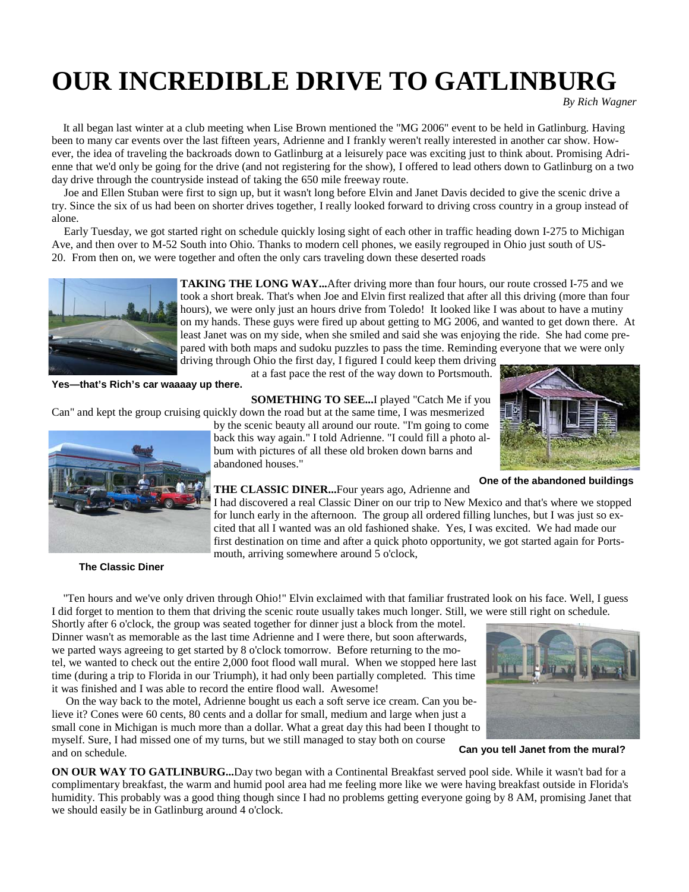# OUR INCREDIBLE DRIVE TO GATLINBURG

*By Rich Wagner*

It all began last winter at a club meeting when Lise Brown mentioned the "MG 2006" event to be held in Gatlinburg. Having been to many car events over the last fifteen years, Adrienne and I frankly weren't really interested in another car show. However, the idea of traveling the backroads down to Gatlinburg at a leisurely pace was exciting just to think about. Promising Adrienne that we'd only be going for the drive (and not registering for the show), I offered to lead others down to Gatlinburg on a two day drive through the countryside instead of taking the 650 mile freeway route.

Joe and Ellen Stuban were first to sign up, but it wasn't long before Elvin and Janet Davis decided to give the scenic drive a try. Since the six of us had been on shorter drives together, I really looked forward to driving cross country in a group instead of alone.

Early Tuesday, we got started right on schedule quickly losing sight of each other in traffic heading down I-275 to Michigan Ave, and then over to M-52 South into Ohio. Thanks to modern cell phones, we easily regrouped in Ohio just south of US-20. From then on, we were together and often the only cars traveling down these deserted roads

**TAKING THE LONG WAY...**After driving more than four hours, our route crossed I-75 and we took a short break. That's when Joe and Elvin first realized that after all this driving (more than four hours), we were only just an hours drive from Toledo! It looked like I was about to have a mutiny on my hands. These guys were fired up about getting to MG 2006, and wanted to get down there. At least Janet was on my side, when she smiled and said she was enjoying the ride. She had come prepared with both maps and sudoku puzzles to pass the time. Reminding everyone that we were only driving through Ohio the first day, I figured I could keep them driving at a fast pace the rest of the way down to Portsmouth.

**Yes—that's Rich's car waaaay up there.**

**SOMETHING TO SEE...**I played "Catch Me if you Can" and kept the group cruising quickly down the road but at the same time, I was mesmerized by the scenic beauty all around our route. "I'm going to come back this way again." I told Adrienne. "I could fill a photo album with pictures of all these old broken down barns and abandoned houses."

**One of the abandoned buildings**

**THE CLASSIC DINER...**Four years ago, Adrienne and I had discovered a real Classic Diner on our trip to New Mexico and that's where we stopped for lunch early in the afternoon. The group all ordered filling lunches, but I was just so excited that all I wanted was an old fashioned shake. Yes, I was excited. We had made our first destination on time and after a quick photo opportunity, we got started again for Portsmouth, arriving somewhere around 5 o'clock,

**The Classic Diner**

"Ten hours and we've only driven through Ohio!" Elvin exclaimed with that familiar frustrated look on his face. Well, I guess I did forget to mention to them that driving the scenic route usually takes much longer. Still, we were still right on schedule. Shortly after 6 o'clock, the group was seated together for dinner just a block from the motel. Dinner wasn't as memorable as the last time Adrienne and I were there, but soon afterwards, we parted ways agreeing to get started by 8 o'clock tomorrow. Before returning to the motel, we wanted to check out the entire 2,000 foot flood wall mural. When we stopped here last time (during a trip to Florida in our Triumph), it had only been partially completed. This time it was finished and I was able to record the entire flood wall. Awesome!

On the way back to the motel, Adrienne bought us each a soft serve ice cream. Can you believe it? Cones were 60 cents, 80 cents and a dollar for small, medium and large when just a small cone in Michigan is much more than a dollar. What a great day this had been I thought to myself. Sure, I had missed one of my turns, but we still managed to stay both on course and on schedule.

**Can you tell Janet from the mural?**

**ON OUR WAY TO GATLINBURG...**Day two began with a Continental Breakfast served pool side. While it wasn't bad for a complimentary breakfast, the warm and humid pool area had me feeling more like we were having breakfast outside in Florida's humidity. This probably was a good thing though since I had no problems getting everyone going by 8 AM, promising Janet that we should easily be in Gatlinburg around 4 o'clock.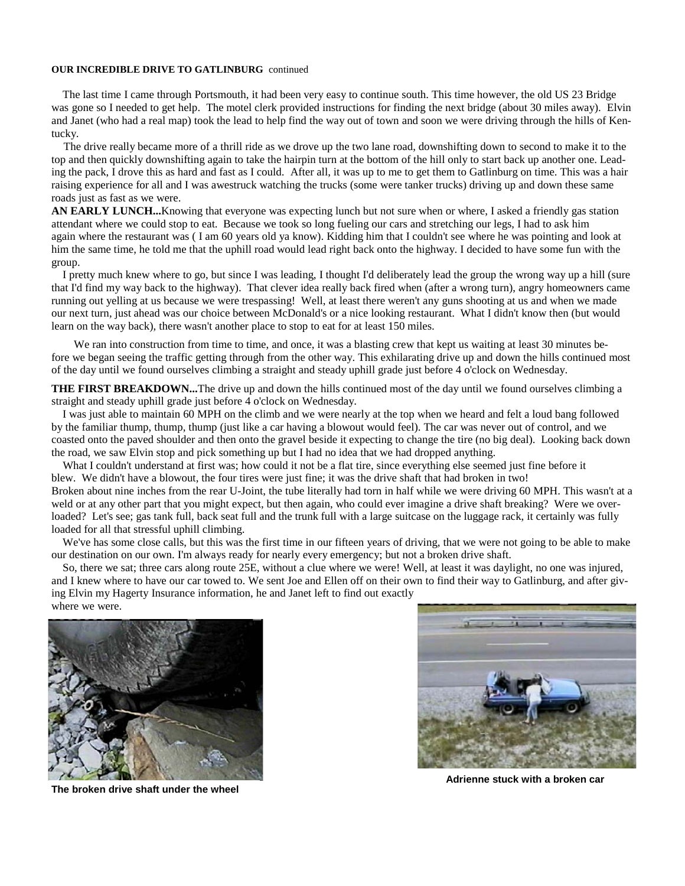**OUR INCREDIBLE DRIVE TO GATLINBURG** continued

The last time I came through Portsmouth, it had been very easy to continue south. This time however, the old US 23 Bridge was gone so I needed to get help. The motel clerk provided instructions for finding the next bridge (about 30 miles away). Elvin and Janet (who had a real map) took the lead to help find the way out of town and soon we were driving through the hills of Kentucky.

The drive really became more of a thrill ride as we drove up the two lane road, downshifting down to second to make it to the top and then quickly downshifting again to take the hairpin turn at the bottom of the hill only to start back up another one. Leading the pack, I drove this as hard and fast as I could. After all, it was up to me to get them to Gatlinburg on time. This was a hair raising experience for all and I was awestruck watching the trucks (some were tanker trucks) driving up and down these same roads just as fast as we were.

**AN EARLY LUNCH...**Knowing that everyone was expecting lunch but not sure when or where, I asked a friendly gas station attendant where we could stop to eat. Because we took so long fueling our cars and stretching our legs, I had to ask him again where the restaurant was ( I am 60 years old ya know). Kidding him that I couldn't see where he was pointing and look at him the same time, he told me that the uphill road would lead right back onto the highway. I decided to have some fun with the group.

I pretty much knew where to go, but since I was leading, I thought I'd deliberately lead the group the wrong way up a hill (sure that I'd find my way back to the highway). That clever idea really back fired when (after a wrong turn), angry homeowners came running out yelling at us because we were trespassing! Well, at least there weren't any guns shooting at us and when we made our next turn, just ahead was our choice between McDonald's or a nice looking restaurant. What I didn't know then (but would learn on the way back), there wasn't another place to stop to eat for at least 150 miles.

We ran into construction from time to time, and once, it was a blasting crew that kept us waiting at least 30 minutes before we began seeing the traffic getting through from the other way. This exhilarating drive up and down the hills continued most of the day until we found ourselves climbing a straight and steady uphill grade just before 4 o'clock on Wednesday.

**THE FIRST BREAKDOWN...**The drive up and down the hills continued most of the day until we found ourselves climbing a straight and steady uphill grade just before 4 o'clock on Wednesday.

I was just able to maintain 60 MPH on the climb and we were nearly at the top when we heard and felt a loud bang followed by the familiar thump, thump, thump (just like a car having a blowout would feel). The car was never out of control, and we coasted onto the paved shoulder and then onto the gravel beside it expecting to change the tire (no big deal). Looking back down the road, we saw Elvin stop and pick something up but I had no idea that we had dropped anything.

What I couldn't understand at first was; how could it not be a flat tire, since everything else seemed just fine before it blew. We didn't have a blowout, the four tires were just fine; it was the drive shaft that had broken in two! Broken about nine inches from the rear U-Joint, the tube literally had torn in half while we were driving 60 MPH. This wasn't at a weld or at any other part that you might expect, but then again, who could ever imagine a drive shaft breaking? Were we overloaded? Let's see; gas tank full, back seat full and the trunk full with a large suitcase on the luggage rack, it certainly was fully loaded for all that stressful uphill climbing.

We've has some close calls, but this was the first time in our fifteen years of driving, that we were not going to be able to make our destination on our own. I'm always ready for nearly every emergency; but not a broken drive shaft.

So, there we sat; three cars along route 25E, without a clue where we were! Well, at least it was daylight, no one was injured, and I knew where to have our car towed to. We sent Joe and Ellen off on their own to find their way to Gatlinburg, and after giving Elvin my Hagerty Insurance information, he and Janet left to find out exactly where we were.

**The broken drive shaft under the wheel**

**Adrienne stuck with a broken car**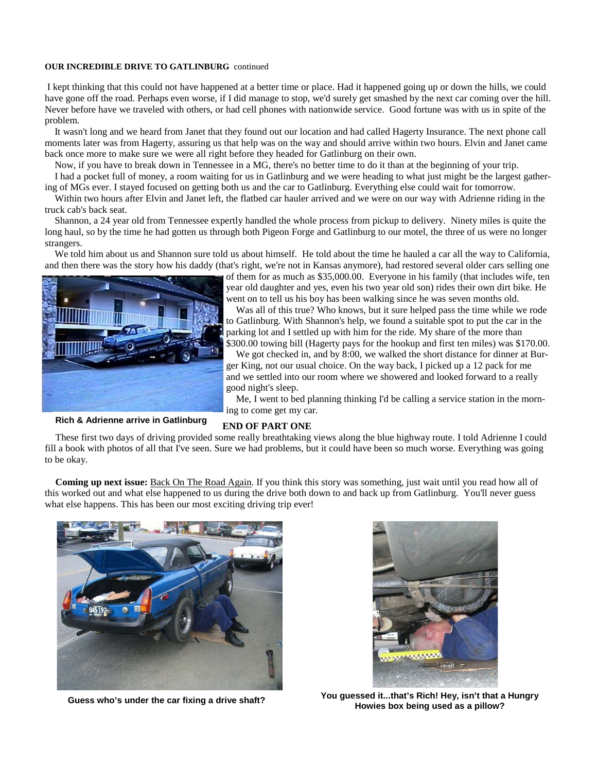**OUR INCREDIBLE DRIVE TO GATLINBURG** continued

I kept thinking that this could not have happened at a better time or place. Had it happened going up or down the hills, we could have gone off the road. Perhaps even worse, if I did manage to stop, we'd surely get smashed by the next car coming over the hill. Never before have we traveled with others, or had cell phones with nationwide service. Good fortune was with us in spite of the problem.

It wasn't long and we heard from Janet that they found out our location and had called Hagerty Insurance. The next phone call moments later was from Hagerty, assuring us that help was on the way and should arrive within two hours. Elvin and Janet came back once more to make sure we were all right before they headed for Gatlinburg on their own.

Now, if you have to break down in Tennessee in a MG, there's no better time to do it than at the beginning of your trip.

I had a pocket full of money, a room waiting for us in Gatlinburg and we were heading to what just might be the largest gathering of MGs ever. I stayed focused on getting both us and the car to Gatlinburg. Everything else could wait for tomorrow.

Within two hours after Elvin and Janet left, the flatbed car hauler arrived and we were on our way with Adrienne riding in the truck cab's back seat.

Shannon, a 24 year old from Tennessee expertly handled the whole process from pickup to delivery. Ninety miles is quite the long haul, so by the time he had gotten us through both Pigeon Forge and Gatlinburg to our motel, the three of us were no longer strangers.

We told him about us and Shannon sure told us about himself. He told about the time he hauled a car all the way to California, and then there was the story how his daddy (that's right, we're not in Kansas anymore), had restored several older cars selling one of them for as much as $35,000.00. Everyone in his family (that includes wife, ten year old daughter and yes, even his two year old son) rides their own dirt bike. He went on to tell us his boy has been walking since he was seven months old.

Was all of this true? Who knows, but it sure helped pass the time while we rode to Gatlinburg. With Shannon's help, we found a suitable spot to put the car in the parking lot and I settled up with him for the ride. My share of the more than $300.00 towing bill (Hagerty pays for the hookup and first ten miles) was $170.00.

We got checked in, and by 8:00, we walked the short distance for dinner at Burger King, not our usual choice. On the way back, I picked up a 12 pack for me and we settled into our room where we showered and looked forward to a really good night's sleep.

Me, I went to bed planning thinking I'd be calling a service station in the morning to come get my car.

**Rich & Adrienne arrive in Gatlinburg**

**END OF PART ONE**

These first two days of driving provided some really breathtaking views along the blue highway route. I told Adrienne I could fill a book with photos of all that I've seen. Sure we had problems, but it could have been so much worse. Everything was going to be okay.

**Coming up next issue:** Back On The Road Again. If you think this story was something, just wait until you read how all of this worked out and what else happened to us during the drive both down to and back up from Gatlinburg. You'll never guess what else happens. This has been our most exciting driving trip ever!

**Guess who's under the car fixing a drive shaft?**

**You guessed it...that's Rich! Hey, isn't that a Hungry Howies box being used as a pillow?**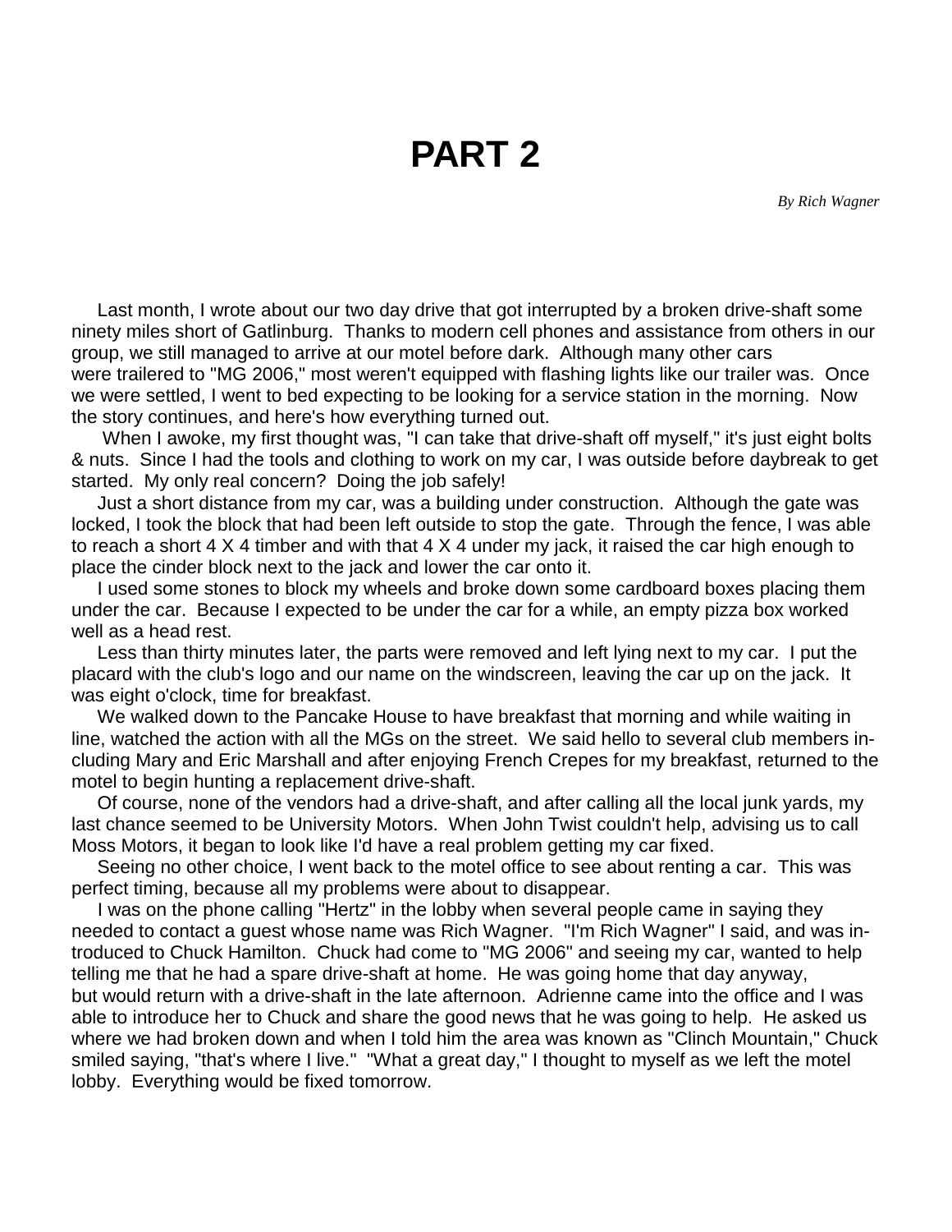# PART 2

*By Rich Wagner*

Last month, I wrote about our two day drive that got interrupted by a broken drive-shaft some ninety miles short of Gatlinburg. Thanks to modern cell phones and assistance from others in our group, we still managed to arrive at our motel before dark. Although many other cars were trailered to "MG 2006," most weren't equipped with flashing lights like our trailer was. Once we were settled, I went to bed expecting to be looking for a service station in the morning. Now the story continues, and here's how everything turned out.

When I awoke, my first thought was, "I can take that drive-shaft off myself," it's just eight bolts & nuts. Since I had the tools and clothing to work on my car, I was outside before daybreak to get started. My only real concern? Doing the job safely!

Just a short distance from my car, was a building under construction. Although the gate was locked, I took the block that had been left outside to stop the gate. Through the fence, I was able to reach a short 4 X 4 timber and with that 4 X 4 under my jack, it raised the car high enough to place the cinder block next to the jack and lower the car onto it.

I used some stones to block my wheels and broke down some cardboard boxes placing them under the car. Because I expected to be under the car for a while, an empty pizza box worked well as a head rest.

Less than thirty minutes later, the parts were removed and left lying next to my car. I put the placard with the club's logo and our name on the windscreen, leaving the car up on the jack. It was eight o'clock, time for breakfast.

We walked down to the Pancake House to have breakfast that morning and while waiting in line, watched the action with all the MGs on the street. We said hello to several club members including Mary and Eric Marshall and after enjoying French Crepes for my breakfast, returned to the motel to begin hunting a replacement drive-shaft.

Of course, none of the vendors had a drive-shaft, and after calling all the local junk yards, my last chance seemed to be University Motors. When John Twist couldn't help, advising us to call Moss Motors, it began to look like I'd have a real problem getting my car fixed.

Seeing no other choice, I went back to the motel office to see about renting a car. This was perfect timing, because all my problems were about to disappear.

I was on the phone calling "Hertz" in the lobby when several people came in saying they needed to contact a guest whose name was Rich Wagner. "I'm Rich Wagner" I said, and was introduced to Chuck Hamilton. Chuck had come to "MG 2006" and seeing my car, wanted to help telling me that he had a spare drive-shaft at home. He was going home that day anyway, but would return with a drive-shaft in the late afternoon. Adrienne came into the office and I was able to introduce her to Chuck and share the good news that he was going to help. He asked us where we had broken down and when I told him the area was known as "Clinch Mountain," Chuck smiled saying, "that's where I live." "What a great day," I thought to myself as we left the motel lobby. Everything would be fixed tomorrow.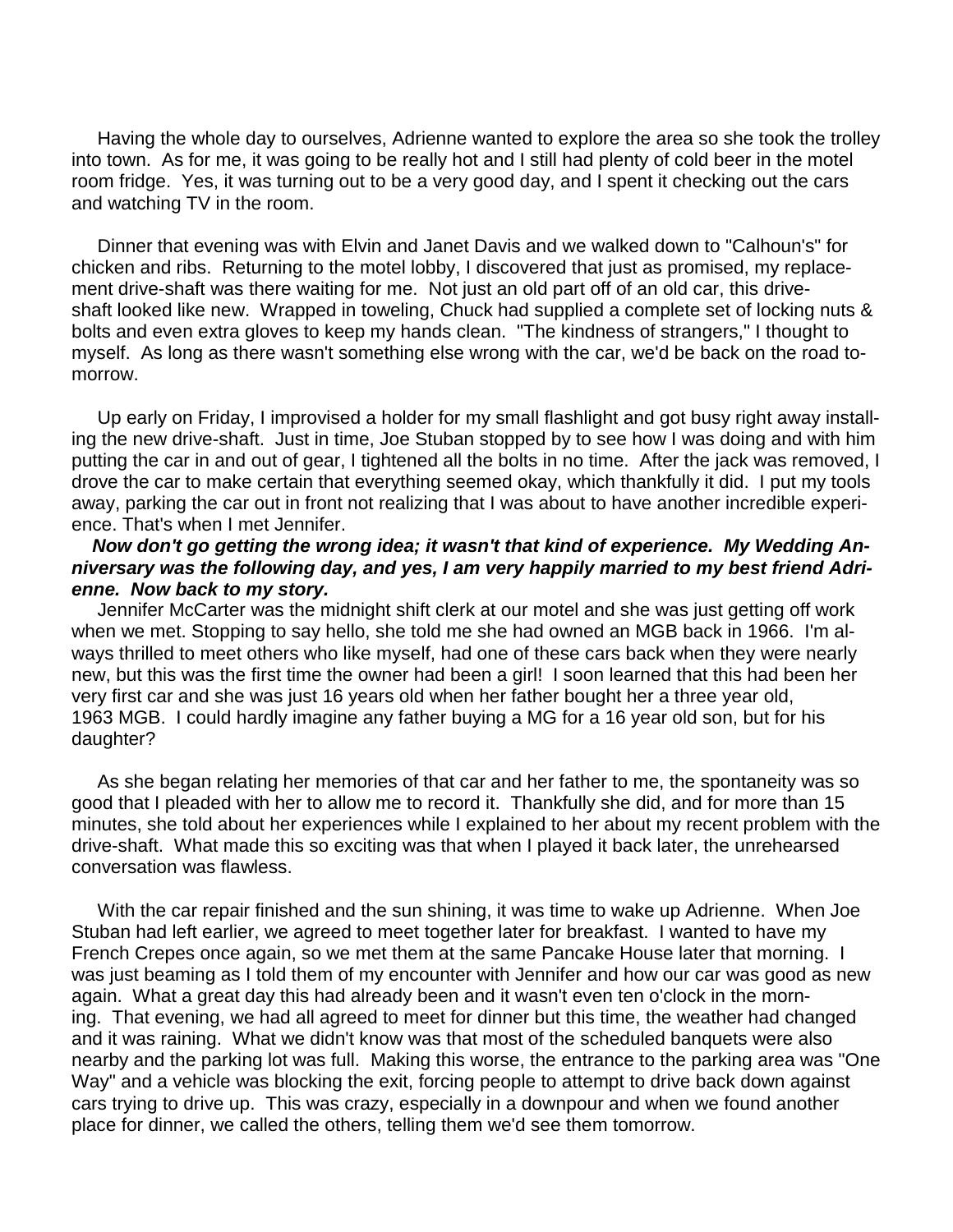Having the whole day to ourselves, Adrienne wanted to explore the area so she took the trolley into town. As for me, it was going to be really hot and I still had plenty of cold beer in the motel room fridge. Yes, it was turning out to be a very good day, and I spent it checking out the cars and watching TV in the room.

Dinner that evening was with Elvin and Janet Davis and we walked down to "Calhoun's" for chicken and ribs. Returning to the motel lobby, I discovered that just as promised, my replacement drive-shaft was there waiting for me. Not just an old part off of an old car, this drive-shaft looked like new. Wrapped in toweling, Chuck had supplied a complete set of locking nuts & bolts and even extra gloves to keep my hands clean. "The kindness of strangers," I thought to myself. As long as there wasn't something else wrong with the car, we'd be back on the road tomorrow.

Up early on Friday, I improvised a holder for my small flashlight and got busy right away installing the new drive-shaft. Just in time, Joe Stuban stopped by to see how I was doing and with him putting the car in and out of gear, I tightened all the bolts in no time. After the jack was removed, I drove the car to make certain that everything seemed okay, which thankfully it did. I put my tools away, parking the car out in front not realizing that I was about to have another incredible experience. That's when I met Jennifer.

***Now don't go getting the wrong idea; it wasn't that kind of experience. My Wedding Anniversary was the following day, and yes, I am very happily married to my best friend Adrienne. Now back to my story.***

Jennifer McCarter was the midnight shift clerk at our motel and she was just getting off work when we met. Stopping to say hello, she told me she had owned an MGB back in 1966. I'm always thrilled to meet others who like myself, had one of these cars back when they were nearly new, but this was the first time the owner had been a girl! I soon learned that this had been her very first car and she was just 16 years old when her father bought her a three year old, 1963 MGB. I could hardly imagine any father buying a MG for a 16 year old son, but for his daughter?

As she began relating her memories of that car and her father to me, the spontaneity was so good that I pleaded with her to allow me to record it. Thankfully she did, and for more than 15 minutes, she told about her experiences while I explained to her about my recent problem with the drive-shaft. What made this so exciting was that when I played it back later, the unrehearsed conversation was flawless.

With the car repair finished and the sun shining, it was time to wake up Adrienne. When Joe Stuban had left earlier, we agreed to meet together later for breakfast. I wanted to have my French Crepes once again, so we met them at the same Pancake House later that morning. I was just beaming as I told them of my encounter with Jennifer and how our car was good as new again. What a great day this had already been and it wasn't even ten o'clock in the morning. That evening, we had all agreed to meet for dinner but this time, the weather had changed and it was raining. What we didn't know was that most of the scheduled banquets were also nearby and the parking lot was full. Making this worse, the entrance to the parking area was "One Way" and a vehicle was blocking the exit, forcing people to attempt to drive back down against cars trying to drive up. This was crazy, especially in a downpour and when we found another place for dinner, we called the others, telling them we'd see them tomorrow.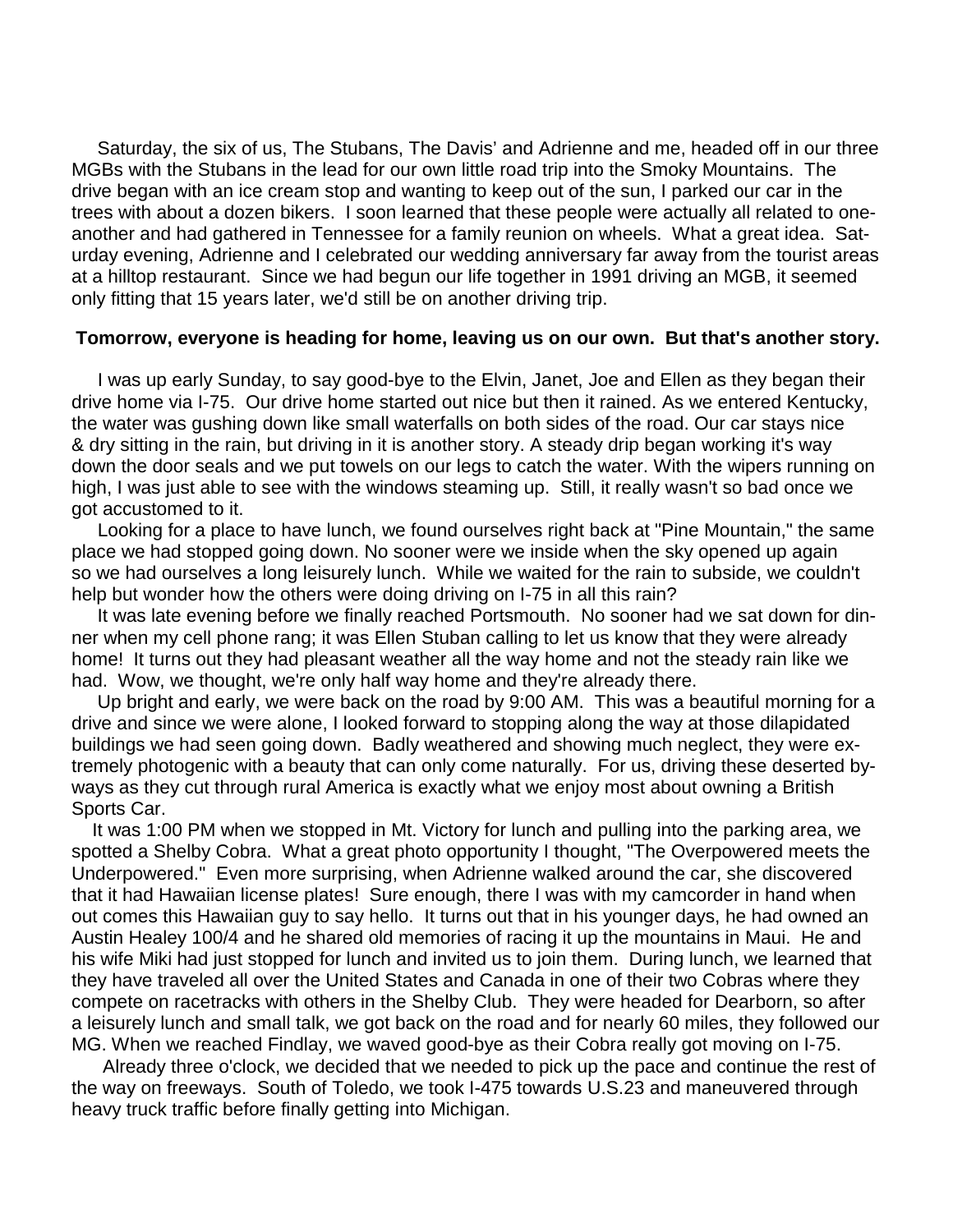Saturday, the six of us, The Stubans, The Davis' and Adrienne and me, headed off in our three MGBs with the Stubans in the lead for our own little road trip into the Smoky Mountains. The drive began with an ice cream stop and wanting to keep out of the sun, I parked our car in the trees with about a dozen bikers. I soon learned that these people were actually all related to one-another and had gathered in Tennessee for a family reunion on wheels. What a great idea. Saturday evening, Adrienne and I celebrated our wedding anniversary far away from the tourist areas at a hilltop restaurant. Since we had begun our life together in 1991 driving an MGB, it seemed only fitting that 15 years later, we'd still be on another driving trip.

**Tomorrow, everyone is heading for home, leaving us on our own. But that's another story.**

I was up early Sunday, to say good-bye to the Elvin, Janet, Joe and Ellen as they began their drive home via I-75. Our drive home started out nice but then it rained. As we entered Kentucky, the water was gushing down like small waterfalls on both sides of the road. Our car stays nice & dry sitting in the rain, but driving in it is another story. A steady drip began working it's way down the door seals and we put towels on our legs to catch the water. With the wipers running on high, I was just able to see with the windows steaming up. Still, it really wasn't so bad once we got accustomed to it.

Looking for a place to have lunch, we found ourselves right back at "Pine Mountain," the same place we had stopped going down. No sooner were we inside when the sky opened up again so we had ourselves a long leisurely lunch. While we waited for the rain to subside, we couldn't help but wonder how the others were doing driving on I-75 in all this rain?

It was late evening before we finally reached Portsmouth. No sooner had we sat down for dinner when my cell phone rang; it was Ellen Stuban calling to let us know that they were already home! It turns out they had pleasant weather all the way home and not the steady rain like we had. Wow, we thought, we're only half way home and they're already there.

Up bright and early, we were back on the road by 9:00 AM. This was a beautiful morning for a drive and since we were alone, I looked forward to stopping along the way at those dilapidated buildings we had seen going down. Badly weathered and showing much neglect, they were extremely photogenic with a beauty that can only come naturally. For us, driving these deserted byways as they cut through rural America is exactly what we enjoy most about owning a British Sports Car.

It was 1:00 PM when we stopped in Mt. Victory for lunch and pulling into the parking area, we spotted a Shelby Cobra. What a great photo opportunity I thought, "The Overpowered meets the Underpowered." Even more surprising, when Adrienne walked around the car, she discovered that it had Hawaiian license plates! Sure enough, there I was with my camcorder in hand when out comes this Hawaiian guy to say hello. It turns out that in his younger days, he had owned an Austin Healey 100/4 and he shared old memories of racing it up the mountains in Maui. He and his wife Miki had just stopped for lunch and invited us to join them. During lunch, we learned that they have traveled all over the United States and Canada in one of their two Cobras where they compete on racetracks with others in the Shelby Club. They were headed for Dearborn, so after a leisurely lunch and small talk, we got back on the road and for nearly 60 miles, they followed our MG. When we reached Findlay, we waved good-bye as their Cobra really got moving on I-75.

Already three o'clock, we decided that we needed to pick up the pace and continue the rest of the way on freeways. South of Toledo, we took I-475 towards U.S.23 and maneuvered through heavy truck traffic before finally getting into Michigan.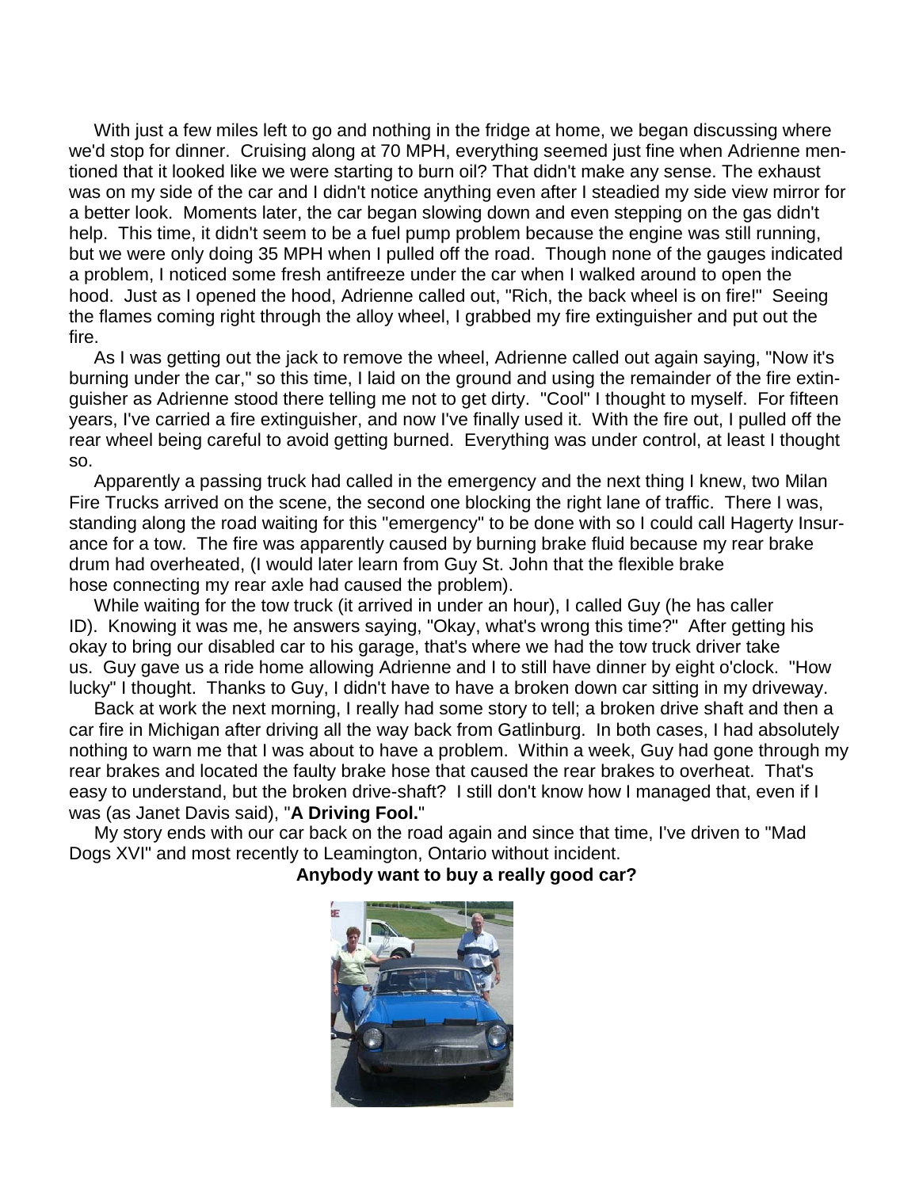With just a few miles left to go and nothing in the fridge at home, we began discussing where we'd stop for dinner. Cruising along at 70 MPH, everything seemed just fine when Adrienne mentioned that it looked like we were starting to burn oil? That didn't make any sense. The exhaust was on my side of the car and I didn't notice anything even after I steadied my side view mirror for a better look. Moments later, the car began slowing down and even stepping on the gas didn't help. This time, it didn't seem to be a fuel pump problem because the engine was still running, but we were only doing 35 MPH when I pulled off the road. Though none of the gauges indicated a problem, I noticed some fresh antifreeze under the car when I walked around to open the hood. Just as I opened the hood, Adrienne called out, "Rich, the back wheel is on fire!" Seeing the flames coming right through the alloy wheel, I grabbed my fire extinguisher and put out the fire.

As I was getting out the jack to remove the wheel, Adrienne called out again saying, "Now it's burning under the car," so this time, I laid on the ground and using the remainder of the fire extinguisher as Adrienne stood there telling me not to get dirty. "Cool" I thought to myself. For fifteen years, I've carried a fire extinguisher, and now I've finally used it. With the fire out, I pulled off the rear wheel being careful to avoid getting burned. Everything was under control, at least I thought so.

Apparently a passing truck had called in the emergency and the next thing I knew, two Milan Fire Trucks arrived on the scene, the second one blocking the right lane of traffic. There I was, standing along the road waiting for this "emergency" to be done with so I could call Hagerty Insurance for a tow. The fire was apparently caused by burning brake fluid because my rear brake drum had overheated, (I would later learn from Guy St. John that the flexible brake hose connecting my rear axle had caused the problem).

While waiting for the tow truck (it arrived in under an hour), I called Guy (he has caller ID). Knowing it was me, he answers saying, "Okay, what's wrong this time?" After getting his okay to bring our disabled car to his garage, that's where we had the tow truck driver take us. Guy gave us a ride home allowing Adrienne and I to still have dinner by eight o'clock. "How lucky" I thought. Thanks to Guy, I didn't have to have a broken down car sitting in my driveway.

Back at work the next morning, I really had some story to tell; a broken drive shaft and then a car fire in Michigan after driving all the way back from Gatlinburg. In both cases, I had absolutely nothing to warn me that I was about to have a problem. Within a week, Guy had gone through my rear brakes and located the faulty brake hose that caused the rear brakes to overheat. That's easy to understand, but the broken drive-shaft? I still don't know how I managed that, even if I was (as Janet Davis said), "**A Driving Fool.**"

My story ends with our car back on the road again and since that time, I've driven to "Mad Dogs XVI" and most recently to Leamington, Ontario without incident.

**Anybody want to buy a really good car?**